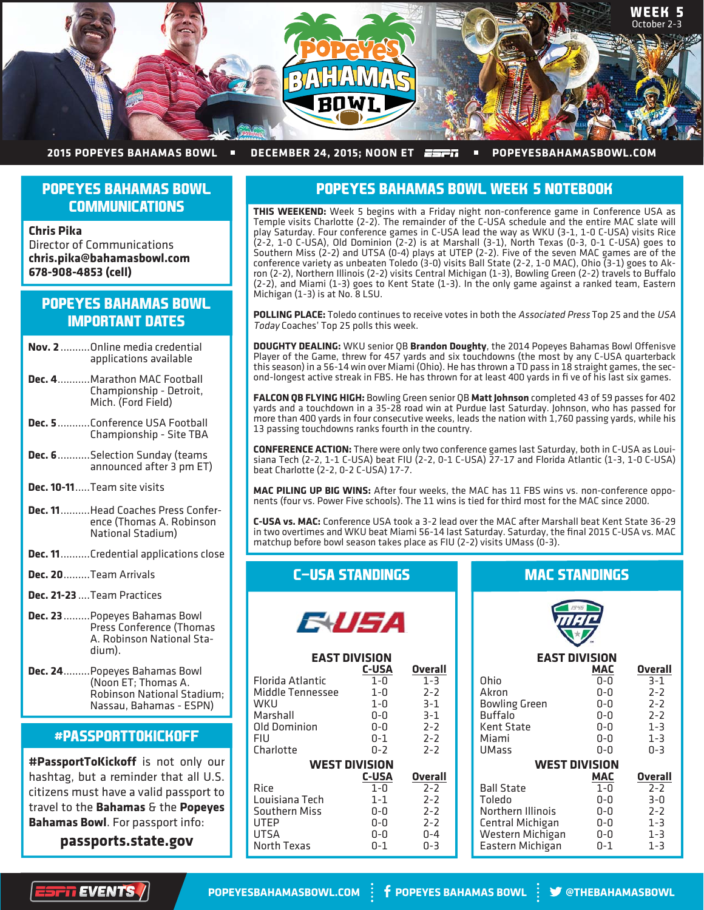WEEK 5
October 2-3

**2015 POPEYES BAHAMAS BOWL ▪ DECEMBER 24, 2015; NOON ET ESPN ▪ POPEYESBAHAMASBOWL.COM**

## POPEYES BAHAMAS BOWL WEEK 5 NOTEBOOK

**THIS WEEKEND:** Week 5 begins with a Friday night non-conference game in Conference USA as Temple visits Charlotte (2-2). The remainder of the C-USA schedule and the entire MAC slate will play Saturday. Four conference games in C-USA lead the way as WKU (3-1, 1-0 C-USA) visits Rice (2-2, 1-0 C-USA), Old Dominion (2-2) is at Marshall (3-1), North Texas (0-3, 0-1 C-USA) goes to Southern Miss (2-2) and UTSA (0-4) plays at UTEP (2-2). Five of the seven MAC games are of the conference variety as unbeaten Toledo (3-0) visits Ball State (2-2, 1-0 MAC), Ohio (3-1) goes to Akron (2-2), Northern Illinois (2-2) visits Central Michigan (1-3), Bowling Green (2-2) travels to Buffalo (2-2), and Miami (1-3) goes to Kent State (1-3). In the only game against a ranked team, Eastern Michigan (1-3) is at No. 8 LSU.

**POLLING PLACE:** Toledo continues to receive votes in both the *Associated Press* Top 25 and the *USA Today* Coaches' Top 25 polls this week.

**DOUGHTY DEALING:** WKU senior QB **Brandon Doughty**, the 2014 Popeyes Bahamas Bowl Offenisve Player of the Game, threw for 457 yards and six touchdowns (the most by any C-USA quarterback this season) in a 56-14 win over Miami (Ohio). He has thrown a TD pass in 18 straight games, the second-longest active streak in FBS. He has thrown for at least 400 yards in fi ve of his last six games.

**FALCON QB FLYING HIGH:** Bowling Green senior QB **Matt Johnson** completed 43 of 59 passes for 402 yards and a touchdown in a 35-28 road win at Purdue last Saturday. Johnson, who has passed for more than 400 yards in four consecutive weeks, leads the nation with 1,760 passing yards, while his 13 passing touchdowns ranks fourth in the country.

**CONFERENCE ACTION:** There were only two conference games last Saturday, both in C-USA as Louisiana Tech (2-2, 1-1 C-USA) beat FIU (2-2, 0-1 C-USA) 27-17 and Florida Atlantic (1-3, 1-0 C-USA) beat Charlotte (2-2, 0-2 C-USA) 17-7.

**MAC PILING UP BIG WINS:** After four weeks, the MAC has 11 FBS wins vs. non-conference opponents (four vs. Power Five schools). The 11 wins is tied for third most for the MAC since 2000.

**C-USA vs. MAC:** Conference USA took a 3-2 lead over the MAC after Marshall beat Kent State 36-29 in two overtimes and WKU beat Miami 56-14 last Saturday. Saturday, the final 2015 C-USA vs. MAC matchup before bowl season takes place as FIU (2-2) visits UMass (0-3).

## C-USA STANDINGS

**EAST DIVISION**

| Team | C-USA | Overall |
|---|---|---|
| Florida Atlantic | 1-0 | 1-3 |
| Middle Tennessee | 1-0 | 2-2 |
| WKU | 1-0 | 3-1 |
| Marshall | 0-0 | 3-1 |
| Old Dominion | 0-0 | 2-2 |
| FIU | 0-1 | 2-2 |
| Charlotte | 0-2 | 2-2 |

**WEST DIVISION**

| Team | C-USA | Overall |
|---|---|---|
| Rice | 1-0 | 2-2 |
| Louisiana Tech | 1-1 | 2-2 |
| Southern Miss | 0-0 | 2-2 |
| UTEP | 0-0 | 2-2 |
| UTSA | 0-0 | 0-4 |
| North Texas | 0-1 | 0-3 |

## MAC STANDINGS

**EAST DIVISION**

| Team | MAC | Overall |
|---|---|---|
| Ohio | 0-0 | 3-1 |
| Akron | 0-0 | 2-2 |
| Bowling Green | 0-0 | 2-2 |
| Buffalo | 0-0 | 2-2 |
| Kent State | 0-0 | 1-3 |
| Miami | 0-0 | 1-3 |
| UMass | 0-0 | 0-3 |

**WEST DIVISION**

| Team | MAC | Overall |
|---|---|---|
| Ball State | 1-0 | 2-2 |
| Toledo | 0-0 | 3-0 |
| Northern Illinois | 0-0 | 2-2 |
| Central Michigan | 0-0 | 1-3 |
| Western Michigan | 0-0 | 1-3 |
| Eastern Michigan | 0-1 | 1-3 |

## POPEYES BAHAMAS BOWL COMMUNICATIONS

**Chris Pika**
Director of Communications
**chris.pika@bahamasbowl.com**
**678-908-4853 (cell)**

## POPEYES BAHAMAS BOWL IMPORTANT DATES

- **Nov. 2** .......... Online media credential applications available
- **Dec. 4** ........... Marathon MAC Football Championship - Detroit, Mich. (Ford Field)
- **Dec. 5** ........... Conference USA Football Championship - Site TBA
- **Dec. 6** ........... Selection Sunday (teams announced after 3 pm ET)
- **Dec. 10-11** ..... Team site visits
- **Dec. 11** .......... Head Coaches Press Conference (Thomas A. Robinson National Stadium)
- **Dec. 11** .......... Credential applications close
- **Dec. 20** ......... Team Arrivals
- **Dec. 21-23** .... Team Practices
- **Dec. 23** ......... Popeyes Bahamas Bowl Press Conference (Thomas A. Robinson National Stadium).
- **Dec. 24** ......... Popeyes Bahamas Bowl (Noon ET; Thomas A. Robinson National Stadium; Nassau, Bahamas - ESPN)

## #PASSPORTTOKICKOFF

**#PassportToKickoff** is not only our hashtag, but a reminder that all U.S. citizens must have a valid passport to travel to the **Bahamas** & the **Popeyes Bahamas Bowl**. For passport info:

**passports.state.gov**

ESPN EVENTS | POPEYESBAHAMASBOWL.COM | POPEYES BAHAMAS BOWL | @THEBAHAMASBOWL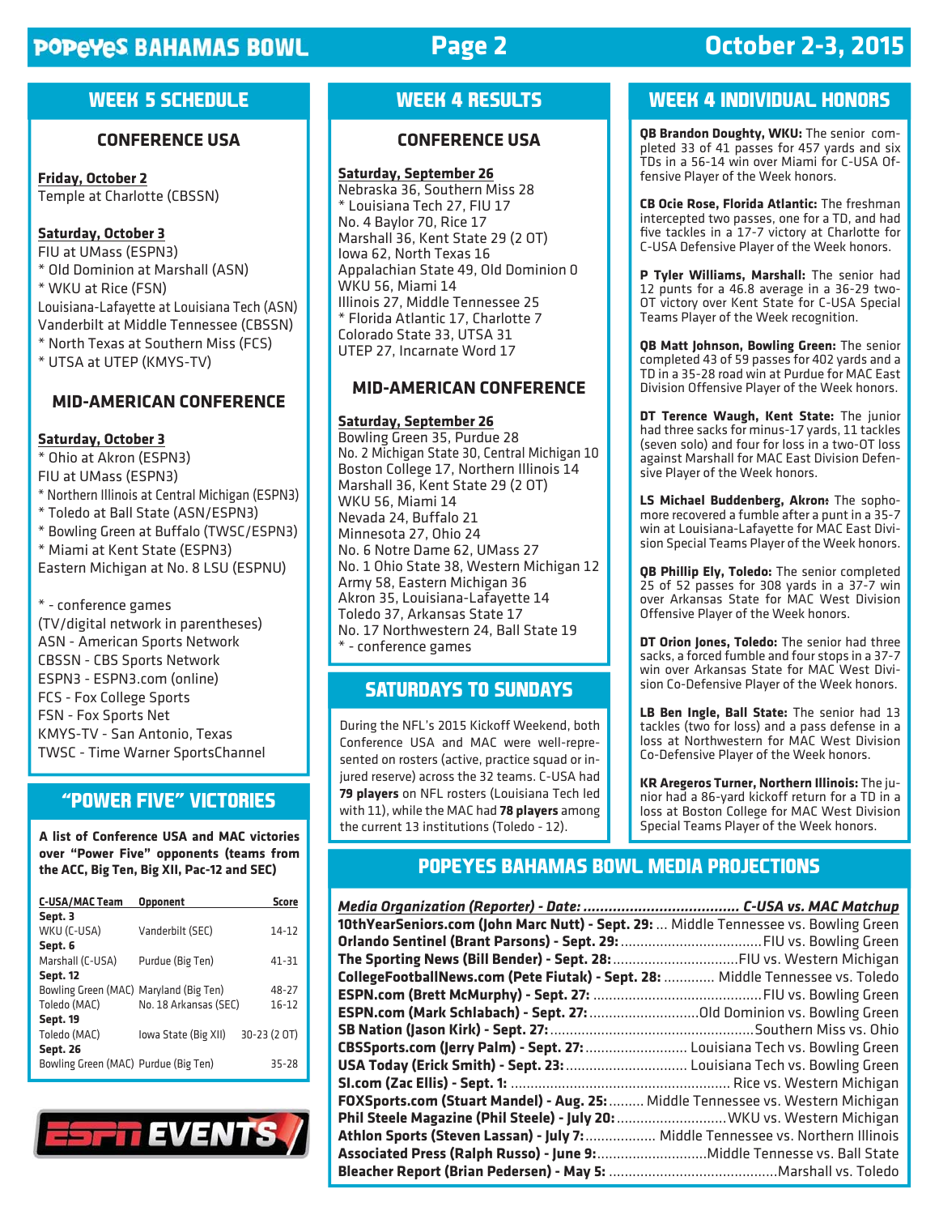## WEEK 5 SCHEDULE

### CONFERENCE USA

**Friday, October 2**
Temple at Charlotte (CBSSN)

**Saturday, October 3**
FIU at UMass (ESPN3)
* Old Dominion at Marshall (ASN)
* WKU at Rice (FSN)
Louisiana-Lafayette at Louisiana Tech (ASN)
Vanderbilt at Middle Tennessee (CBSSN)
* North Texas at Southern Miss (FCS)
* UTSA at UTEP (KMYS-TV)

### MID-AMERICAN CONFERENCE

**Saturday, October 3**
* Ohio at Akron (ESPN3)
FIU at UMass (ESPN3)
* Northern Illinois at Central Michigan (ESPN3)
* Toledo at Ball State (ASN/ESPN3)
* Bowling Green at Buffalo (TWSC/ESPN3)
* Miami at Kent State (ESPN3)
Eastern Michigan at No. 8 LSU (ESPNU)

* - conference games
(TV/digital network in parentheses)
ASN - American Sports Network
CBSSN - CBS Sports Network
ESPN3 - ESPN3.com (online)
FCS - Fox College Sports
FSN - Fox Sports Net
KMYS-TV - San Antonio, Texas
TWSC - Time Warner SportsChannel

## "POWER FIVE" VICTORIES

**A list of Conference USA and MAC victories over "Power Five" opponents (teams from the ACC, Big Ten, Big XII, Pac-12 and SEC)**

| C-USA/MAC Team | Opponent | Score |
|---|---|---|
| **Sept. 3** | | |
| WKU (C-USA) | Vanderbilt (SEC) | 14-12 |
| **Sept. 6** | | |
| Marshall (C-USA) | Purdue (Big Ten) | 41-31 |
| **Sept. 12** | | |
| Bowling Green (MAC) | Maryland (Big Ten) | 48-27 |
| Toledo (MAC) | No. 18 Arkansas (SEC) | 16-12 |
| **Sept. 19** | | |
| Toledo (MAC) | Iowa State (Big XII) | 30-23 (2 OT) |
| **Sept. 26** | | |
| Bowling Green (MAC) | Purdue (Big Ten) | 35-28 |

## WEEK 4 RESULTS

### CONFERENCE USA

**Saturday, September 26**
Nebraska 36, Southern Miss 28
* Louisiana Tech 27, FIU 17
No. 4 Baylor 70, Rice 17
Marshall 36, Kent State 29 (2 OT)
Iowa 62, North Texas 16
Appalachian State 49, Old Dominion 0
WKU 56, Miami 14
Illinois 27, Middle Tennessee 25
* Florida Atlantic 17, Charlotte 7
Colorado State 33, UTSA 31
UTEP 27, Incarnate Word 17

### MID-AMERICAN CONFERENCE

**Saturday, September 26**
Bowling Green 35, Purdue 28
No. 2 Michigan State 30, Central Michigan 10
Boston College 17, Northern Illinois 14
Marshall 36, Kent State 29 (2 OT)
WKU 56, Miami 14
Nevada 24, Buffalo 21
Minnesota 27, Ohio 24
No. 6 Notre Dame 62, UMass 27
No. 1 Ohio State 38, Western Michigan 12
Army 58, Eastern Michigan 36
Akron 35, Louisiana-Lafayette 14
Toledo 37, Arkansas State 17
No. 17 Northwestern 24, Ball State 19
* - conference games

## SATURDAYS TO SUNDAYS

During the NFL's 2015 Kickoff Weekend, both Conference USA and MAC were well-represented on rosters (active, practice squad or injured reserve) across the 32 teams. C-USA had **79 players** on NFL rosters (Louisiana Tech led with 11), while the MAC had **78 players** among the current 13 institutions (Toledo - 12).

## WEEK 4 INDIVIDUAL HONORS

**QB Brandon Doughty, WKU:** The senior completed 33 of 41 passes for 457 yards and six TDs in a 56-14 win over Miami for C-USA Offensive Player of the Week honors.

**CB Ocie Rose, Florida Atlantic:** The freshman intercepted two passes, one for a TD, and had five tackles in a 17-7 victory at Charlotte for C-USA Defensive Player of the Week honors.

**P Tyler Williams, Marshall:** The senior had 12 punts for a 46.8 average in a 36-29 two-OT victory over Kent State for C-USA Special Teams Player of the Week recognition.

**QB Matt Johnson, Bowling Green:** The senior completed 43 of 59 passes for 402 yards and a TD in a 35-28 road win at Purdue for MAC East Division Offensive Player of the Week honors.

**DT Terence Waugh, Kent State:** The junior had three sacks for minus-17 yards, 11 tackles (seven solo) and four for loss in a two-OT loss against Marshall for MAC East Division Defensive Player of the Week honors.

**LS Michael Buddenberg, Akron:** The sophomore recovered a fumble after a punt in a 35-7 win at Louisiana-Lafayette for MAC East Division Special Teams Player of the Week honors.

**QB Phillip Ely, Toledo:** The senior completed 25 of 52 passes for 308 yards in a 37-7 win over Arkansas State for MAC West Division Offensive Player of the Week honors.

**DT Orion Jones, Toledo:** The senior had three sacks, a forced fumble and four stops in a 37-7 win over Arkansas State for MAC West Division Co-Defensive Player of the Week honors.

**LB Ben Ingle, Ball State:** The senior had 13 tackles (two for loss) and a pass defense in a loss at Northwestern for MAC West Division Co-Defensive Player of the Week honors.

**KR Aregeros Turner, Northern Illinois:** The junior had a 86-yard kickoff return for a TD in a loss at Boston College for MAC West Division Special Teams Player of the Week honors.

## POPEYES BAHAMAS BOWL MEDIA PROJECTIONS

*Media Organization (Reporter) - Date: ..................................... C-USA vs. MAC Matchup*

**10thYearSeniors.com (John Marc Nutt) - Sept. 29:** ... Middle Tennessee vs. Bowling Green
**Orlando Sentinel (Brant Parsons) - Sept. 29:** ..................................FIU vs. Bowling Green
**The Sporting News (Bill Bender) - Sept. 28:**................................FIU vs. Western Michigan
**CollegeFootballNews.com (Pete Fiutak) - Sept. 28:** ............ Middle Tennessee vs. Toledo
**ESPN.com (Brett McMurphy) - Sept. 27:** ..........................................FIU vs. Bowling Green
**ESPN.com (Mark Schlabach) - Sept. 27:**............................Old Dominion vs. Bowling Green
**SB Nation (Jason Kirk) - Sept. 27:**...................................................Southern Miss vs. Ohio
**CBSSports.com (Jerry Palm) - Sept. 27:**.......................... Louisiana Tech vs. Bowling Green
**USA Today (Erick Smith) - Sept. 23:**.............................. Louisiana Tech vs. Bowling Green
**SI.com (Zac Ellis) - Sept. 1:** ....................................................... Rice vs. Western Michigan
**FOXSports.com (Stuart Mandel) - Aug. 25:**......... Middle Tennessee vs. Western Michigan
**Phil Steele Magazine (Phil Steele) - July 20:**............................WKU vs. Western Michigan
**Athlon Sports (Steven Lassan) - July 7:**.................. Middle Tennessee vs. Northern Illinois
**Associated Press (Ralph Russo) - June 9:**............................Middle Tennesse vs. Ball State
**Bleacher Report (Brian Pedersen) - May 5:** ..........................................Marshall vs. Toledo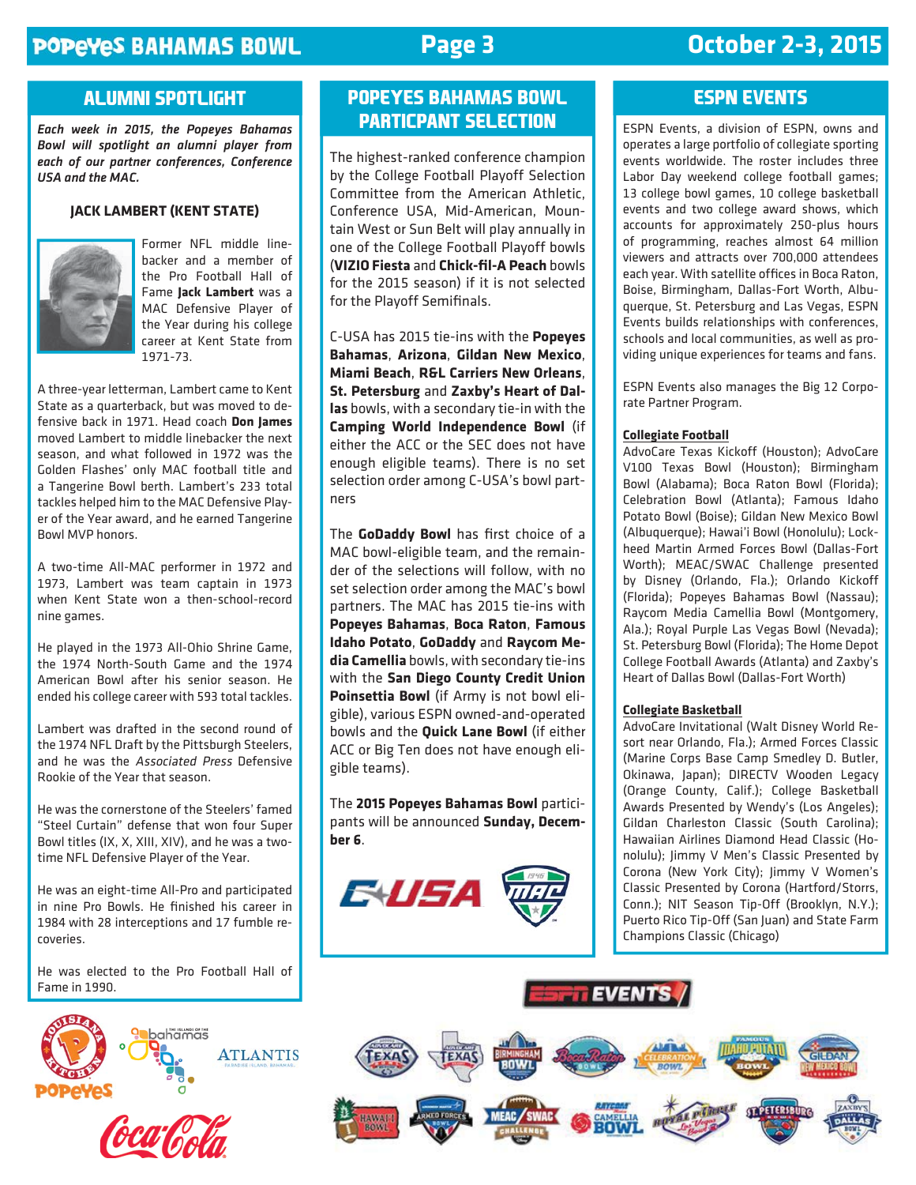## ALUMNI SPOTLIGHT

***Each week in 2015, the Popeyes Bahamas Bowl will spotlight an alumni player from each of our partner conferences, Conference USA and the MAC.***

### JACK LAMBERT (KENT STATE)

Former NFL middle linebacker and a member of the Pro Football Hall of Fame **Jack Lambert** was a MAC Defensive Player of the Year during his college career at Kent State from 1971-73.

A three-year letterman, Lambert came to Kent State as a quarterback, but was moved to defensive back in 1971. Head coach **Don James** moved Lambert to middle linebacker the next season, and what followed in 1972 was the Golden Flashes' only MAC football title and a Tangerine Bowl berth. Lambert's 233 total tackles helped him to the MAC Defensive Player of the Year award, and he earned Tangerine Bowl MVP honors.

A two-time All-MAC performer in 1972 and 1973, Lambert was team captain in 1973 when Kent State won a then-school-record nine games.

He played in the 1973 All-Ohio Shrine Game, the 1974 North-South Game and the 1974 American Bowl after his senior season. He ended his college career with 593 total tackles.

Lambert was drafted in the second round of the 1974 NFL Draft by the Pittsburgh Steelers, and he was the *Associated Press* Defensive Rookie of the Year that season.

He was the cornerstone of the Steelers' famed "Steel Curtain" defense that won four Super Bowl titles (IX, X, XIII, XIV), and he was a two-time NFL Defensive Player of the Year.

He was an eight-time All-Pro and participated in nine Pro Bowls. He finished his career in 1984 with 28 interceptions and 17 fumble recoveries.

He was elected to the Pro Football Hall of Fame in 1990.

## POPEYES BAHAMAS BOWL PARTICPANT SELECTION

The highest-ranked conference champion by the College Football Playoff Selection Committee from the American Athletic, Conference USA, Mid-American, Mountain West or Sun Belt will play annually in one of the College Football Playoff bowls (**VIZIO Fiesta** and **Chick-fil-A Peach** bowls for the 2015 season) if it is not selected for the Playoff Semifinals.

C-USA has 2015 tie-ins with the **Popeyes Bahamas**, **Arizona**, **Gildan New Mexico**, **Miami Beach**, **R&L Carriers New Orleans**, **St. Petersburg** and **Zaxby's Heart of Dallas** bowls, with a secondary tie-in with the **Camping World Independence Bowl** (if either the ACC or the SEC does not have enough eligible teams). There is no set selection order among C-USA's bowl partners

The **GoDaddy Bowl** has first choice of a MAC bowl-eligible team, and the remainder of the selections will follow, with no set selection order among the MAC's bowl partners. The MAC has 2015 tie-ins with **Popeyes Bahamas**, **Boca Raton**, **Famous Idaho Potato**, **GoDaddy** and **Raycom Media Camellia** bowls, with secondary tie-ins with the **San Diego County Credit Union Poinsettia Bowl** (if Army is not bowl eligible), various ESPN owned-and-operated bowls and the **Quick Lane Bowl** (if either ACC or Big Ten does not have enough eligible teams).

The **2015 Popeyes Bahamas Bowl** participants will be announced **Sunday, December 6**.

## ESPN EVENTS

ESPN Events, a division of ESPN, owns and operates a large portfolio of collegiate sporting events worldwide. The roster includes three Labor Day weekend college football games; 13 college bowl games, 10 college basketball events and two college award shows, which accounts for approximately 250-plus hours of programming, reaches almost 64 million viewers and attracts over 700,000 attendees each year. With satellite offices in Boca Raton, Boise, Birmingham, Dallas-Fort Worth, Albuquerque, St. Petersburg and Las Vegas, ESPN Events builds relationships with conferences, schools and local communities, as well as providing unique experiences for teams and fans.

ESPN Events also manages the Big 12 Corporate Partner Program.

**Collegiate Football**

AdvoCare Texas Kickoff (Houston); AdvoCare V100 Texas Bowl (Houston); Birmingham Bowl (Alabama); Boca Raton Bowl (Florida); Celebration Bowl (Atlanta); Famous Idaho Potato Bowl (Boise); Gildan New Mexico Bowl (Albuquerque); Hawai'i Bowl (Honolulu); Lockheed Martin Armed Forces Bowl (Dallas-Fort Worth); MEAC/SWAC Challenge presented by Disney (Orlando, Fla.); Orlando Kickoff (Florida); Popeyes Bahamas Bowl (Nassau); Raycom Media Camellia Bowl (Montgomery, Ala.); Royal Purple Las Vegas Bowl (Nevada); St. Petersburg Bowl (Florida); The Home Depot College Football Awards (Atlanta) and Zaxby's Heart of Dallas Bowl (Dallas-Fort Worth)

**Collegiate Basketball**

AdvoCare Invitational (Walt Disney World Resort near Orlando, Fla.); Armed Forces Classic (Marine Corps Base Camp Smedley D. Butler, Okinawa, Japan); DIRECTV Wooden Legacy (Orange County, Calif.); College Basketball Awards Presented by Wendy's (Los Angeles); Gildan Charleston Classic (South Carolina); Hawaiian Airlines Diamond Head Classic (Honolulu); Jimmy V Men's Classic Presented by Corona (New York City); Jimmy V Women's Classic Presented by Corona (Hartford/Storrs, Conn.); NIT Season Tip-Off (Brooklyn, N.Y.); Puerto Rico Tip-Off (San Juan) and State Farm Champions Classic (Chicago)